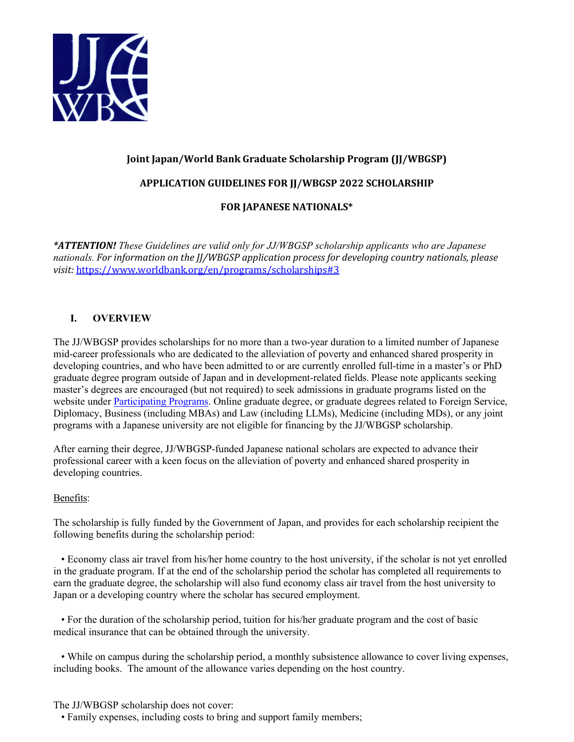**Joint Japan/World Bank Graduate Scholarship Program (JJ/WBGSP)**

**APPLICATION GUIDELINES FOR JJ/WBGSP 2022 SCHOLARSHIP**

**FOR JAPANESE NATIONALS***

***ATTENTION!** *These Guidelines are valid only for JJ/WBGSP scholarship applicants who are Japanese nationals. For information on the JJ/WBGSP application process for developing country nationals, please visit:* https://www.worldbank.org/en/programs/scholarships#3

## I. OVERVIEW

The JJ/WBGSP provides scholarships for no more than a two-year duration to a limited number of Japanese mid-career professionals who are dedicated to the alleviation of poverty and enhanced shared prosperity in developing countries, and who have been admitted to or are currently enrolled full-time in a master's or PhD graduate degree program outside of Japan and in development-related fields. Please note applicants seeking master's degrees are encouraged (but not required) to seek admissions in graduate programs listed on the website under Participating Programs. Online graduate degree, or graduate degrees related to Foreign Service, Diplomacy, Business (including MBAs) and Law (including LLMs), Medicine (including MDs), or any joint programs with a Japanese university are not eligible for financing by the JJ/WBGSP scholarship.

After earning their degree, JJ/WBGSP-funded Japanese national scholars are expected to advance their professional career with a keen focus on the alleviation of poverty and enhanced shared prosperity in developing countries.

Benefits:

The scholarship is fully funded by the Government of Japan, and provides for each scholarship recipient the following benefits during the scholarship period:

- Economy class air travel from his/her home country to the host university, if the scholar is not yet enrolled in the graduate program. If at the end of the scholarship period the scholar has completed all requirements to earn the graduate degree, the scholarship will also fund economy class air travel from the host university to Japan or a developing country where the scholar has secured employment.

- For the duration of the scholarship period, tuition for his/her graduate program and the cost of basic medical insurance that can be obtained through the university.

- While on campus during the scholarship period, a monthly subsistence allowance to cover living expenses, including books. The amount of the allowance varies depending on the host country.

The JJ/WBGSP scholarship does not cover:

- Family expenses, including costs to bring and support family members;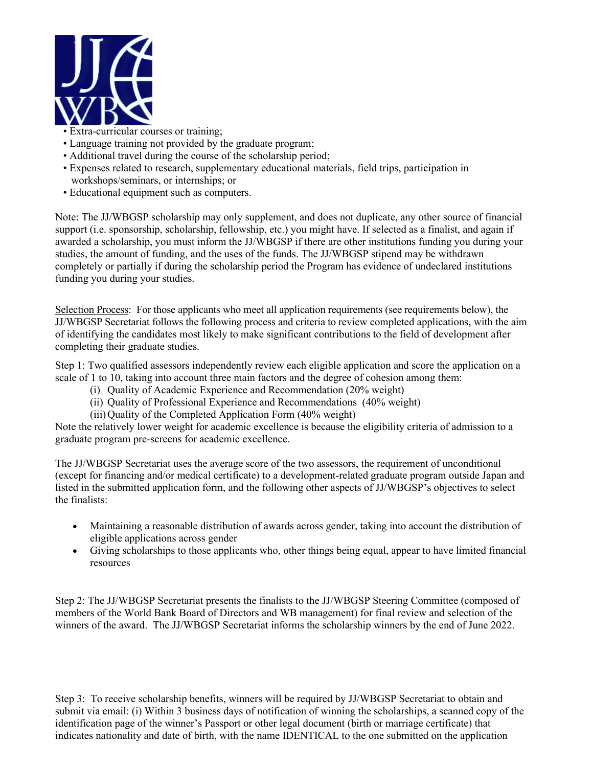- Extra-curricular courses or training;
- Language training not provided by the graduate program;
- Additional travel during the course of the scholarship period;
- Expenses related to research, supplementary educational materials, field trips, participation in workshops/seminars, or internships; or
- Educational equipment such as computers.

Note: The JJ/WBGSP scholarship may only supplement, and does not duplicate, any other source of financial support (i.e. sponsorship, scholarship, fellowship, etc.) you might have. If selected as a finalist, and again if awarded a scholarship, you must inform the JJ/WBGSP if there are other institutions funding you during your studies, the amount of funding, and the uses of the funds. The JJ/WBGSP stipend may be withdrawn completely or partially if during the scholarship period the Program has evidence of undeclared institutions funding you during your studies.

Selection Process: For those applicants who meet all application requirements (see requirements below), the JJ/WBGSP Secretariat follows the following process and criteria to review completed applications, with the aim of identifying the candidates most likely to make significant contributions to the field of development after completing their graduate studies.

Step 1: Two qualified assessors independently review each eligible application and score the application on a scale of 1 to 10, taking into account three main factors and the degree of cohesion among them:

(i) Quality of Academic Experience and Recommendation (20% weight)
(ii) Quality of Professional Experience and Recommendations (40% weight)
(iii) Quality of the Completed Application Form (40% weight)

Note the relatively lower weight for academic excellence is because the eligibility criteria of admission to a graduate program pre-screens for academic excellence.

The JJ/WBGSP Secretariat uses the average score of the two assessors, the requirement of unconditional (except for financing and/or medical certificate) to a development-related graduate program outside Japan and listed in the submitted application form, and the following other aspects of JJ/WBGSP's objectives to select the finalists:

- Maintaining a reasonable distribution of awards across gender, taking into account the distribution of eligible applications across gender
- Giving scholarships to those applicants who, other things being equal, appear to have limited financial resources

Step 2: The JJ/WBGSP Secretariat presents the finalists to the JJ/WBGSP Steering Committee (composed of members of the World Bank Board of Directors and WB management) for final review and selection of the winners of the award. The JJ/WBGSP Secretariat informs the scholarship winners by the end of June 2022.

Step 3: To receive scholarship benefits, winners will be required by JJ/WBGSP Secretariat to obtain and submit via email: (i) Within 3 business days of notification of winning the scholarships, a scanned copy of the identification page of the winner's Passport or other legal document (birth or marriage certificate) that indicates nationality and date of birth, with the name IDENTICAL to the one submitted on the application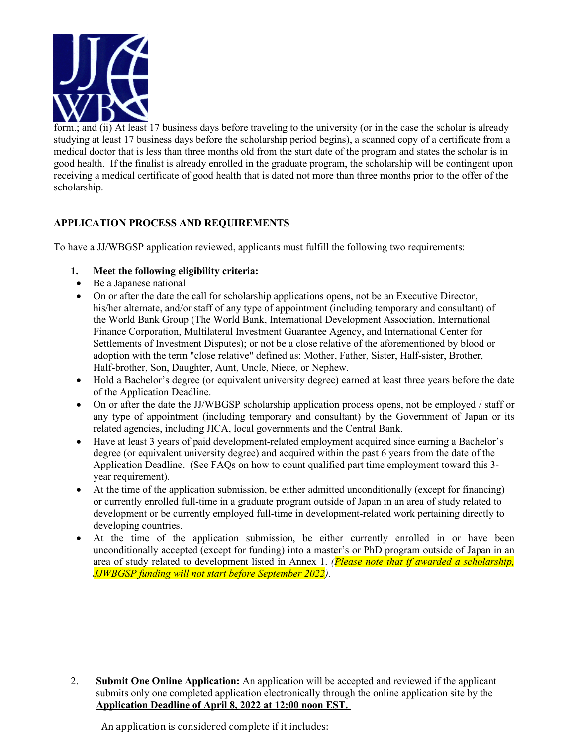form.; and (ii) At least 17 business days before traveling to the university (or in the case the scholar is already studying at least 17 business days before the scholarship period begins), a scanned copy of a certificate from a medical doctor that is less than three months old from the start date of the program and states the scholar is in good health. If the finalist is already enrolled in the graduate program, the scholarship will be contingent upon receiving a medical certificate of good health that is dated not more than three months prior to the offer of the scholarship.

## APPLICATION PROCESS AND REQUIREMENTS

To have a JJ/WBGSP application reviewed, applicants must fulfill the following two requirements:

1. **Meet the following eligibility criteria:**
   - Be a Japanese national
   - On or after the date the call for scholarship applications opens, not be an Executive Director, his/her alternate, and/or staff of any type of appointment (including temporary and consultant) of the World Bank Group (The World Bank, International Development Association, International Finance Corporation, Multilateral Investment Guarantee Agency, and International Center for Settlements of Investment Disputes); or not be a close relative of the aforementioned by blood or adoption with the term "close relative" defined as: Mother, Father, Sister, Half-sister, Brother, Half-brother, Son, Daughter, Aunt, Uncle, Niece, or Nephew.
   - Hold a Bachelor's degree (or equivalent university degree) earned at least three years before the date of the Application Deadline.
   - On or after the date the JJ/WBGSP scholarship application process opens, not be employed / staff or any type of appointment (including temporary and consultant) by the Government of Japan or its related agencies, including JICA, local governments and the Central Bank.
   - Have at least 3 years of paid development-related employment acquired since earning a Bachelor's degree (or equivalent university degree) and acquired within the past 6 years from the date of the Application Deadline. (See FAQs on how to count qualified part time employment toward this 3-year requirement).
   - At the time of the application submission, be either admitted unconditionally (except for financing) or currently enrolled full-time in a graduate program outside of Japan in an area of study related to development or be currently employed full-time in development-related work pertaining directly to developing countries.
   - At the time of the application submission, be either currently enrolled in or have been unconditionally accepted (except for funding) into a master's or PhD program outside of Japan in an area of study related to development listed in Annex 1. *(Please note that if awarded a scholarship, JJWBGSP funding will not start before September 2022)*.

2. **Submit One Online Application:** An application will be accepted and reviewed if the applicant submits only one completed application electronically through the online application site by the **Application Deadline of April 8, 2022 at 12:00 noon EST.**

   An application is considered complete if it includes: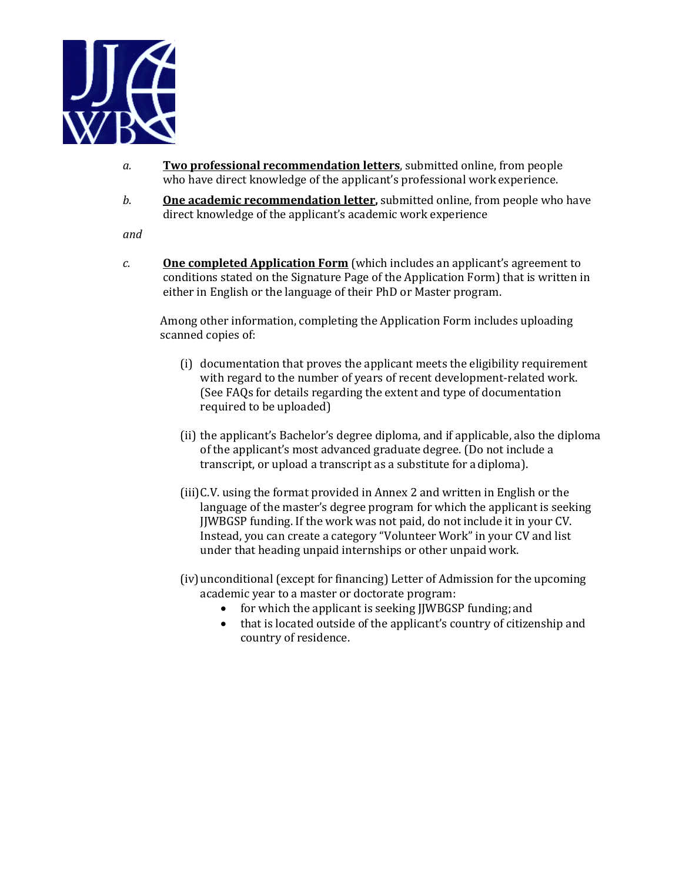*a.* **<u>Two professional recommendation letters</u>**, submitted online, from people who have direct knowledge of the applicant's professional work experience.

*b.* **<u>One academic recommendation letter</u>,** submitted online, from people who have direct knowledge of the applicant's academic work experience

*and*

*c.* **<u>One completed Application Form</u>** (which includes an applicant's agreement to conditions stated on the Signature Page of the Application Form) that is written in either in English or the language of their PhD or Master program.

Among other information, completing the Application Form includes uploading scanned copies of:

(i) documentation that proves the applicant meets the eligibility requirement with regard to the number of years of recent development-related work. (See FAQs for details regarding the extent and type of documentation required to be uploaded)

(ii) the applicant's Bachelor's degree diploma, and if applicable, also the diploma of the applicant's most advanced graduate degree. (Do not include a transcript, or upload a transcript as a substitute for a diploma).

(iii) C.V. using the format provided in Annex 2 and written in English or the language of the master's degree program for which the applicant is seeking JJWBGSP funding. If the work was not paid, do not include it in your CV. Instead, you can create a category "Volunteer Work" in your CV and list under that heading unpaid internships or other unpaid work.

(iv) unconditional (except for financing) Letter of Admission for the upcoming academic year to a master or doctorate program:

- for which the applicant is seeking JJWBGSP funding; and
- that is located outside of the applicant's country of citizenship and country of residence.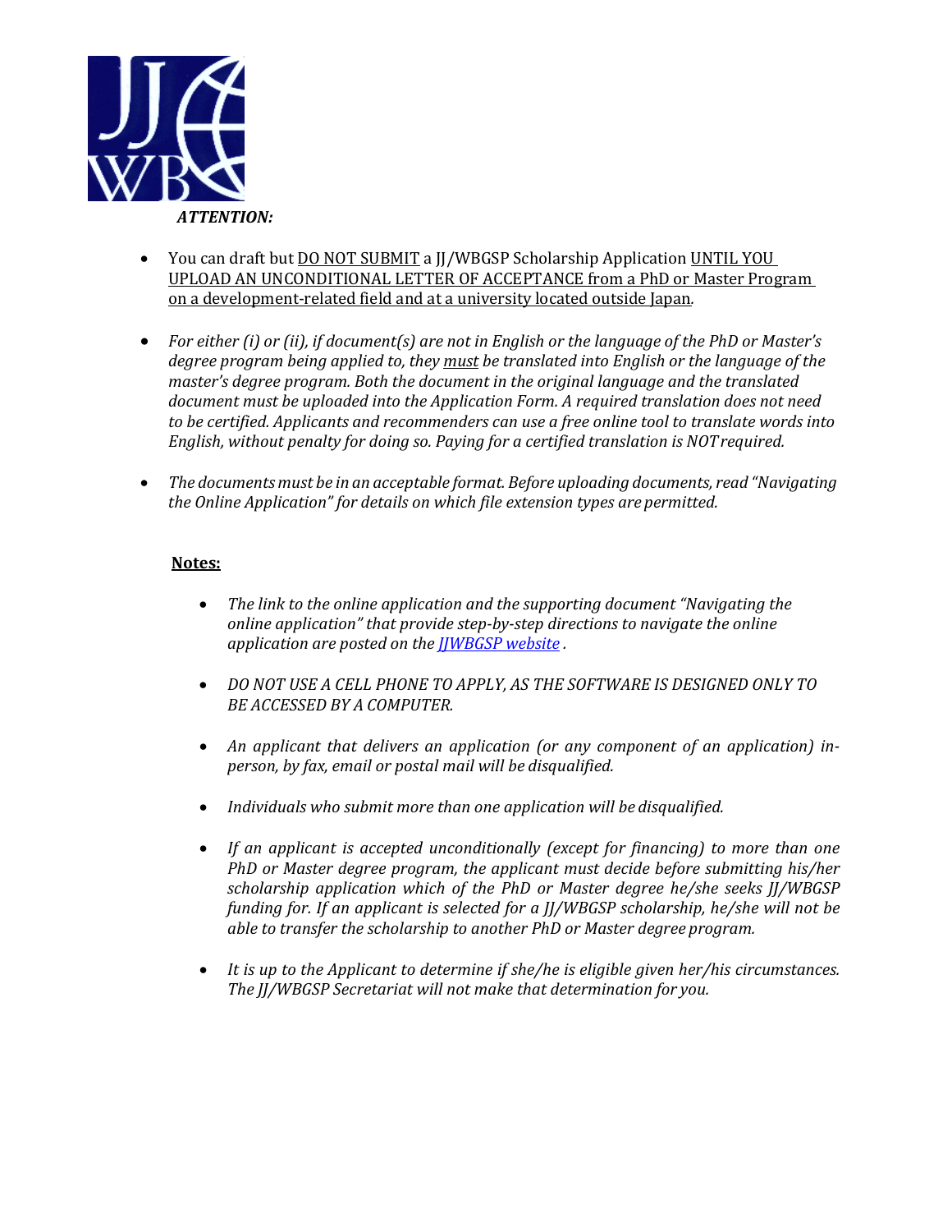***ATTENTION:***

- You can draft but DO NOT SUBMIT a JJ/WBGSP Scholarship Application UNTIL YOU UPLOAD AN UNCONDITIONAL LETTER OF ACCEPTANCE from a PhD or Master Program on a development-related field and at a university located outside Japan.

- *For either (i) or (ii), if document(s) are not in English or the language of the PhD or Master's degree program being applied to, they must be translated into English or the language of the master's degree program. Both the document in the original language and the translated document must be uploaded into the Application Form. A required translation does not need to be certified. Applicants and recommenders can use a free online tool to translate words into English, without penalty for doing so. Paying for a certified translation is NOT required.*

- *The documents must be in an acceptable format. Before uploading documents, read "Navigating the Online Application" for details on which file extension types are permitted.*

**Notes:**

- *The link to the online application and the supporting document "Navigating the online application" that provide step-by-step directions to navigate the online application are posted on the [JJWBGSP website](JJWBGSP website) .*

- *DO NOT USE A CELL PHONE TO APPLY, AS THE SOFTWARE IS DESIGNED ONLY TO BE ACCESSED BY A COMPUTER.*

- *An applicant that delivers an application (or any component of an application) in-person, by fax, email or postal mail will be disqualified.*

- *Individuals who submit more than one application will be disqualified.*

- *If an applicant is accepted unconditionally (except for financing) to more than one PhD or Master degree program, the applicant must decide before submitting his/her scholarship application which of the PhD or Master degree he/she seeks JJ/WBGSP funding for. If an applicant is selected for a JJ/WBGSP scholarship, he/she will not be able to transfer the scholarship to another PhD or Master degree program.*

- *It is up to the Applicant to determine if she/he is eligible given her/his circumstances. The JJ/WBGSP Secretariat will not make that determination for you.*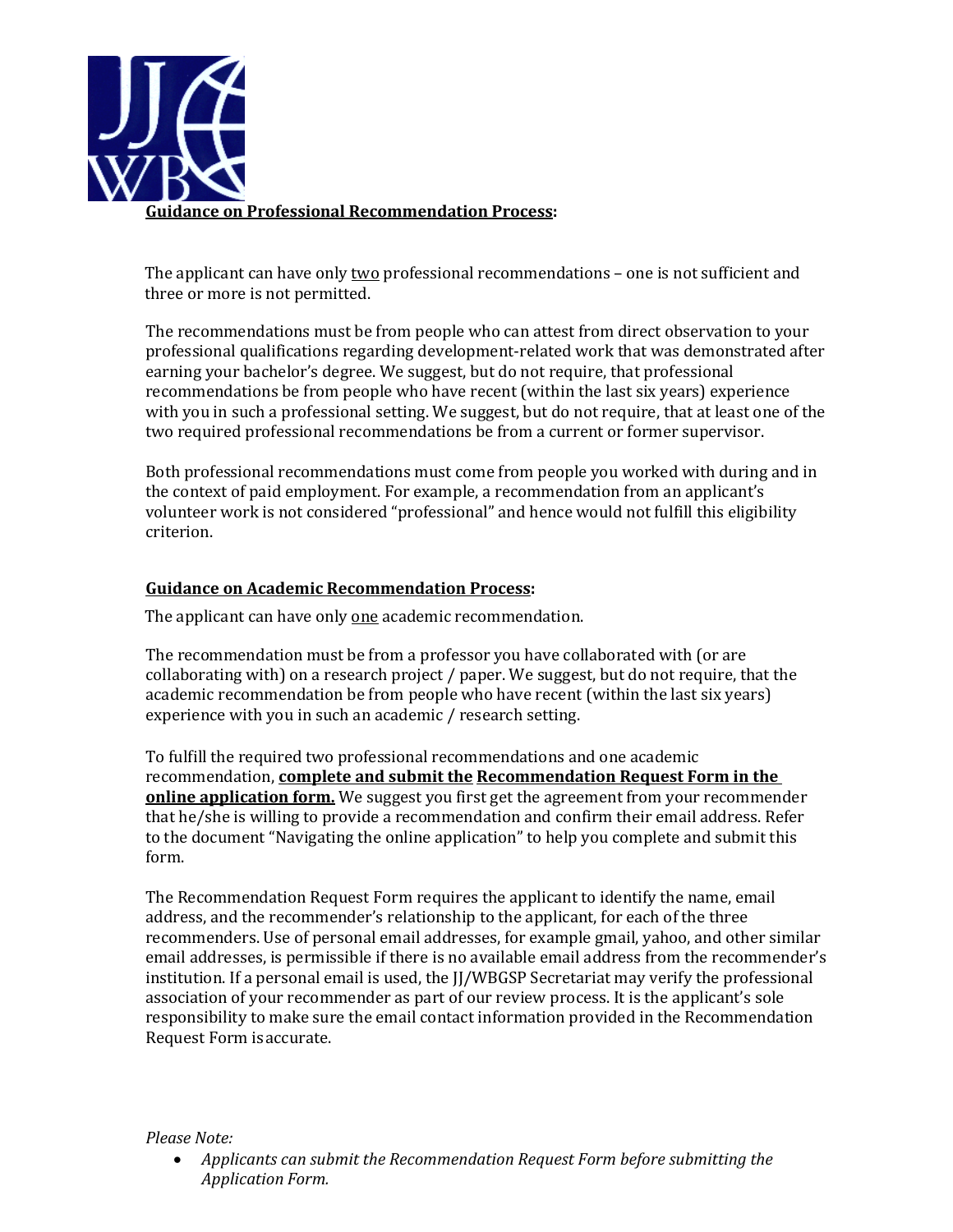**Guidance on Professional Recommendation Process:**

The applicant can have only two professional recommendations – one is not sufficient and three or more is not permitted.

The recommendations must be from people who can attest from direct observation to your professional qualifications regarding development-related work that was demonstrated after earning your bachelor's degree. We suggest, but do not require, that professional recommendations be from people who have recent (within the last six years) experience with you in such a professional setting. We suggest, but do not require, that at least one of the two required professional recommendations be from a current or former supervisor.

Both professional recommendations must come from people you worked with during and in the context of paid employment. For example, a recommendation from an applicant's volunteer work is not considered "professional" and hence would not fulfill this eligibility criterion.

**Guidance on Academic Recommendation Process:**

The applicant can have only one academic recommendation.

The recommendation must be from a professor you have collaborated with (or are collaborating with) on a research project / paper. We suggest, but do not require, that the academic recommendation be from people who have recent (within the last six years) experience with you in such an academic / research setting.

To fulfill the required two professional recommendations and one academic recommendation, **complete and submit the Recommendation Request Form in the online application form.** We suggest you first get the agreement from your recommender that he/she is willing to provide a recommendation and confirm their email address. Refer to the document "Navigating the online application" to help you complete and submit this form.

The Recommendation Request Form requires the applicant to identify the name, email address, and the recommender's relationship to the applicant, for each of the three recommenders. Use of personal email addresses, for example gmail, yahoo, and other similar email addresses, is permissible if there is no available email address from the recommender's institution. If a personal email is used, the JJ/WBGSP Secretariat may verify the professional association of your recommender as part of our review process. It is the applicant's sole responsibility to make sure the email contact information provided in the Recommendation Request Form is accurate.

*Please Note:*

- *Applicants can submit the Recommendation Request Form before submitting the Application Form.*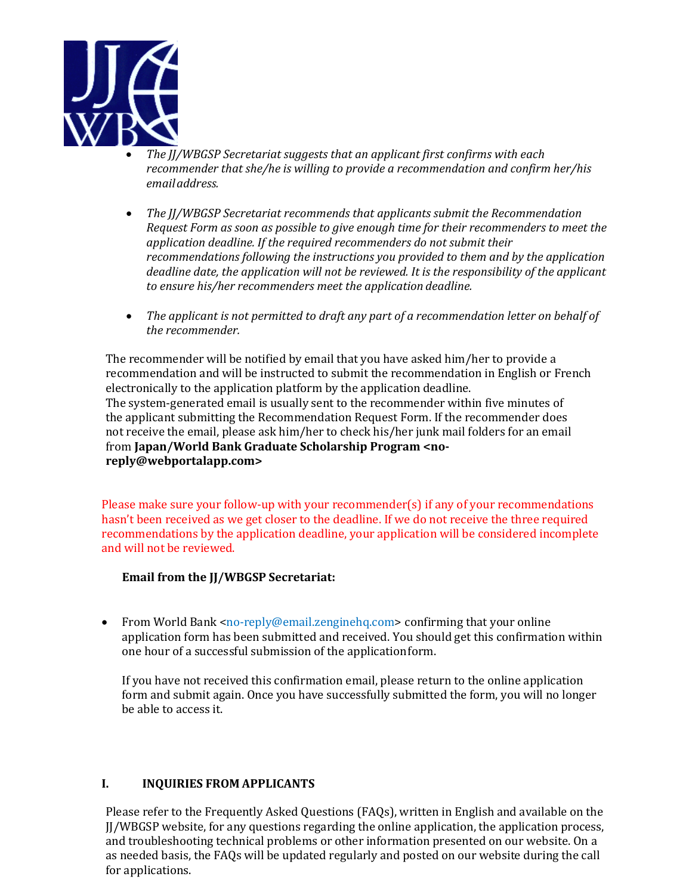- *The JJ/WBGSP Secretariat suggests that an applicant first confirms with each recommender that she/he is willing to provide a recommendation and confirm her/his email address.*

- *The JJ/WBGSP Secretariat recommends that applicants submit the Recommendation Request Form as soon as possible to give enough time for their recommenders to meet the application deadline. If the required recommenders do not submit their recommendations following the instructions you provided to them and by the application deadline date, the application will not be reviewed. It is the responsibility of the applicant to ensure his/her recommenders meet the application deadline.*

- *The applicant is not permitted to draft any part of a recommendation letter on behalf of the recommender.*

The recommender will be notified by email that you have asked him/her to provide a recommendation and will be instructed to submit the recommendation in English or French electronically to the application platform by the application deadline.
The system-generated email is usually sent to the recommender within five minutes of the applicant submitting the Recommendation Request Form. If the recommender does not receive the email, please ask him/her to check his/her junk mail folders for an email from **Japan/World Bank Graduate Scholarship Program <no-reply@webportalapp.com>**

Please make sure your follow-up with your recommender(s) if any of your recommendations hasn't been received as we get closer to the deadline. If we do not receive the three required recommendations by the application deadline, your application will be considered incomplete and will not be reviewed.

**Email from the JJ/WBGSP Secretariat:**

- From World Bank <no-reply@email.zenginehq.com> confirming that your online application form has been submitted and received. You should get this confirmation within one hour of a successful submission of the application form.

  If you have not received this confirmation email, please return to the online application form and submit again. Once you have successfully submitted the form, you will no longer be able to access it.

## I. INQUIRIES FROM APPLICANTS

Please refer to the Frequently Asked Questions (FAQs), written in English and available on the JJ/WBGSP website, for any questions regarding the online application, the application process, and troubleshooting technical problems or other information presented on our website. On a as needed basis, the FAQs will be updated regularly and posted on our website during the call for applications.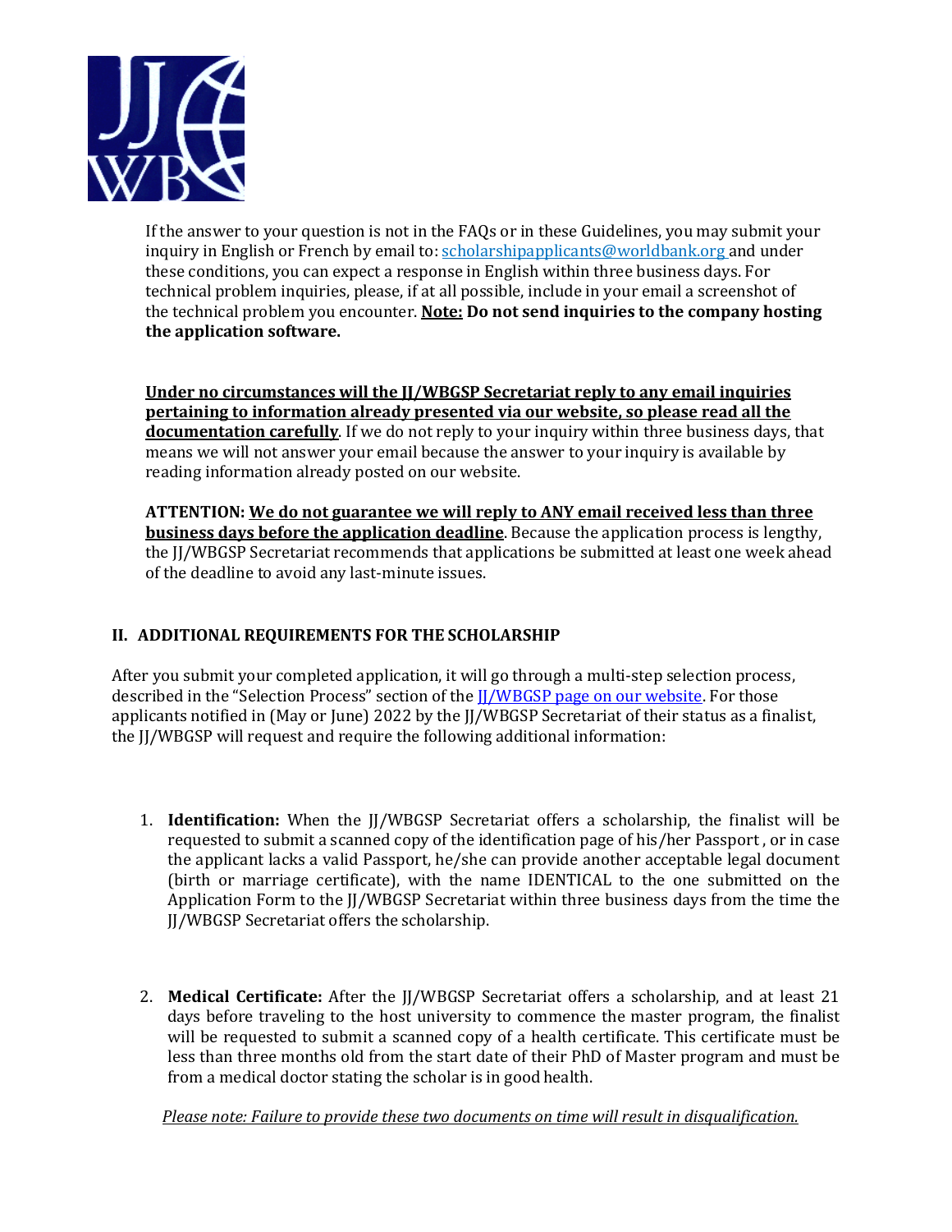If the answer to your question is not in the FAQs or in these Guidelines, you may submit your inquiry in English or French by email to: [scholarshipapplicants@worldbank.org](mailto:scholarshipapplicants@worldbank.org) and under these conditions, you can expect a response in English within three business days. For technical problem inquiries, please, if at all possible, include in your email a screenshot of the technical problem you encounter. **Note: Do not send inquiries to the company hosting the application software.**

**Under no circumstances will the JJ/WBGSP Secretariat reply to any email inquiries pertaining to information already presented via our website, so please read all the documentation carefully**. If we do not reply to your inquiry within three business days, that means we will not answer your email because the answer to your inquiry is available by reading information already posted on our website.

**ATTENTION: We do not guarantee we will reply to ANY email received less than three business days before the application deadline**. Because the application process is lengthy, the JJ/WBGSP Secretariat recommends that applications be submitted at least one week ahead of the deadline to avoid any last-minute issues.

## II. ADDITIONAL REQUIREMENTS FOR THE SCHOLARSHIP

After you submit your completed application, it will go through a multi-step selection process, described in the "Selection Process" section of the [JJ/WBGSP page on our website](). For those applicants notified in (May or June) 2022 by the JJ/WBGSP Secretariat of their status as a finalist, the JJ/WBGSP will request and require the following additional information:

1. **Identification:** When the JJ/WBGSP Secretariat offers a scholarship, the finalist will be requested to submit a scanned copy of the identification page of his/her Passport , or in case the applicant lacks a valid Passport, he/she can provide another acceptable legal document (birth or marriage certificate), with the name IDENTICAL to the one submitted on the Application Form to the JJ/WBGSP Secretariat within three business days from the time the JJ/WBGSP Secretariat offers the scholarship.

2. **Medical Certificate:** After the JJ/WBGSP Secretariat offers a scholarship, and at least 21 days before traveling to the host university to commence the master program, the finalist will be requested to submit a scanned copy of a health certificate. This certificate must be less than three months old from the start date of their PhD of Master program and must be from a medical doctor stating the scholar is in good health.

*Please note: Failure to provide these two documents on time will result in disqualification.*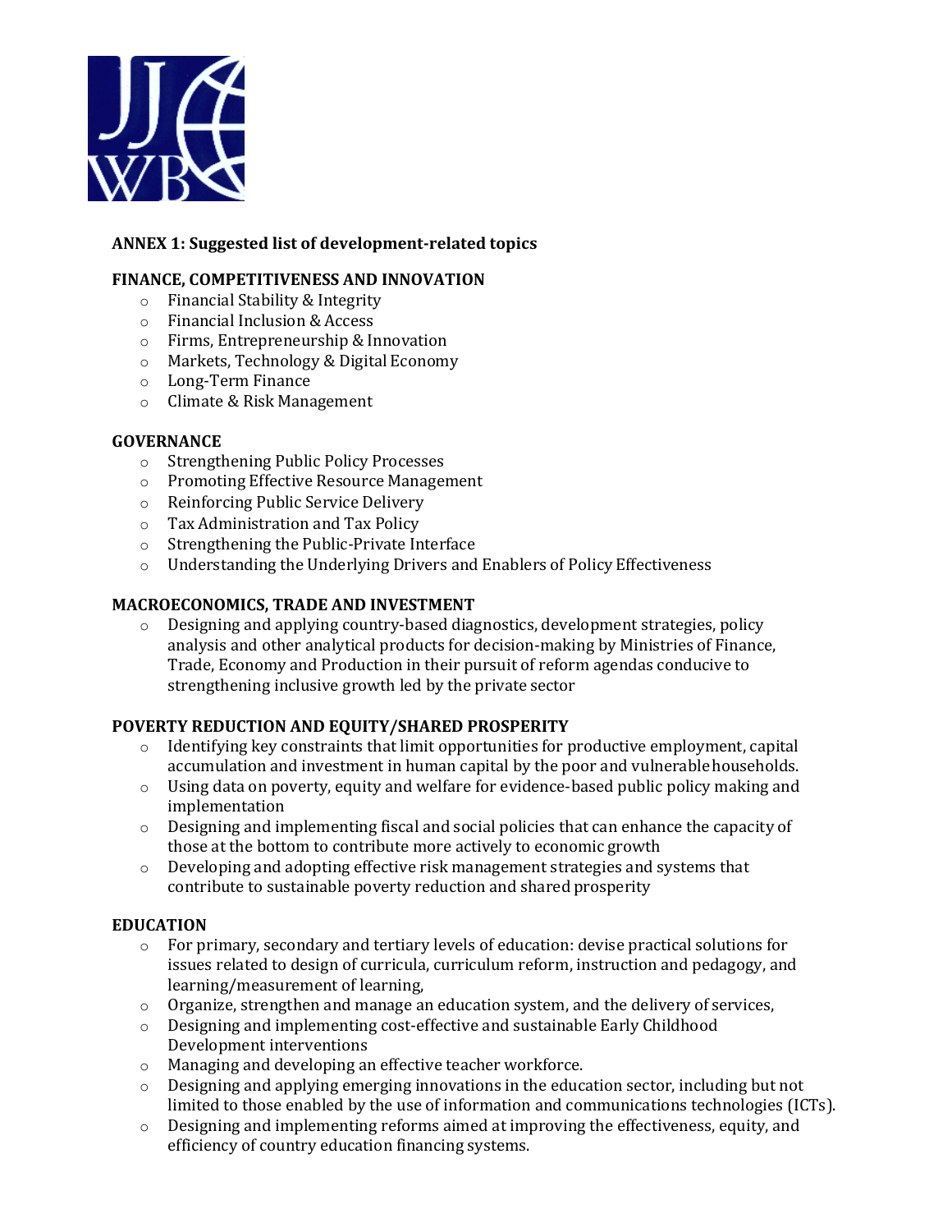## ANNEX 1: Suggested list of development-related topics

### FINANCE, COMPETITIVENESS AND INNOVATION

- Financial Stability & Integrity
- Financial Inclusion & Access
- Firms, Entrepreneurship & Innovation
- Markets, Technology & Digital Economy
- Long-Term Finance
- Climate & Risk Management

### GOVERNANCE

- Strengthening Public Policy Processes
- Promoting Effective Resource Management
- Reinforcing Public Service Delivery
- Tax Administration and Tax Policy
- Strengthening the Public-Private Interface
- Understanding the Underlying Drivers and Enablers of Policy Effectiveness

### MACROECONOMICS, TRADE AND INVESTMENT

- Designing and applying country-based diagnostics, development strategies, policy analysis and other analytical products for decision-making by Ministries of Finance, Trade, Economy and Production in their pursuit of reform agendas conducive to strengthening inclusive growth led by the private sector

### POVERTY REDUCTION AND EQUITY/SHARED PROSPERITY

- Identifying key constraints that limit opportunities for productive employment, capital accumulation and investment in human capital by the poor and vulnerable households.
- Using data on poverty, equity and welfare for evidence-based public policy making and implementation
- Designing and implementing fiscal and social policies that can enhance the capacity of those at the bottom to contribute more actively to economic growth
- Developing and adopting effective risk management strategies and systems that contribute to sustainable poverty reduction and shared prosperity

### EDUCATION

- For primary, secondary and tertiary levels of education: devise practical solutions for issues related to design of curricula, curriculum reform, instruction and pedagogy, and learning/measurement of learning,
- Organize, strengthen and manage an education system, and the delivery of services,
- Designing and implementing cost-effective and sustainable Early Childhood Development interventions
- Managing and developing an effective teacher workforce.
- Designing and applying emerging innovations in the education sector, including but not limited to those enabled by the use of information and communications technologies (ICTs).
- Designing and implementing reforms aimed at improving the effectiveness, equity, and efficiency of country education financing systems.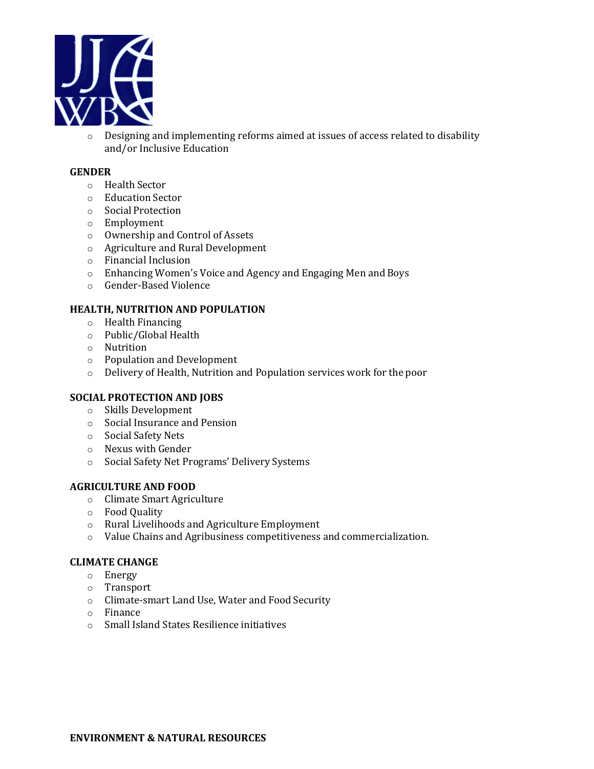- Designing and implementing reforms aimed at issues of access related to disability and/or Inclusive Education

**GENDER**
- Health Sector
- Education Sector
- Social Protection
- Employment
- Ownership and Control of Assets
- Agriculture and Rural Development
- Financial Inclusion
- Enhancing Women's Voice and Agency and Engaging Men and Boys
- Gender-Based Violence

**HEALTH, NUTRITION AND POPULATION**
- Health Financing
- Public/Global Health
- Nutrition
- Population and Development
- Delivery of Health, Nutrition and Population services work for the poor

**SOCIAL PROTECTION AND JOBS**
- Skills Development
- Social Insurance and Pension
- Social Safety Nets
- Nexus with Gender
- Social Safety Net Programs' Delivery Systems

**AGRICULTURE AND FOOD**
- Climate Smart Agriculture
- Food Quality
- Rural Livelihoods and Agriculture Employment
- Value Chains and Agribusiness competitiveness and commercialization.

**CLIMATE CHANGE**
- Energy
- Transport
- Climate-smart Land Use, Water and Food Security
- Finance
- Small Island States Resilience initiatives

**ENVIRONMENT & NATURAL RESOURCES**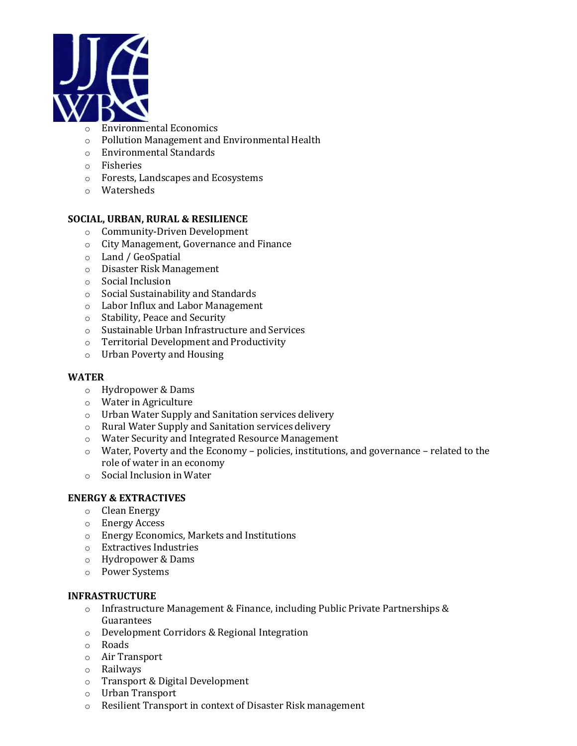- Environmental Economics
- Pollution Management and Environmental Health
- Environmental Standards
- Fisheries
- Forests, Landscapes and Ecosystems
- Watersheds

**SOCIAL, URBAN, RURAL & RESILIENCE**

- Community-Driven Development
- City Management, Governance and Finance
- Land / GeoSpatial
- Disaster Risk Management
- Social Inclusion
- Social Sustainability and Standards
- Labor Influx and Labor Management
- Stability, Peace and Security
- Sustainable Urban Infrastructure and Services
- Territorial Development and Productivity
- Urban Poverty and Housing

**WATER**

- Hydropower & Dams
- Water in Agriculture
- Urban Water Supply and Sanitation services delivery
- Rural Water Supply and Sanitation services delivery
- Water Security and Integrated Resource Management
- Water, Poverty and the Economy – policies, institutions, and governance – related to the role of water in an economy
- Social Inclusion in Water

**ENERGY & EXTRACTIVES**

- Clean Energy
- Energy Access
- Energy Economics, Markets and Institutions
- Extractives Industries
- Hydropower & Dams
- Power Systems

**INFRASTRUCTURE**

- Infrastructure Management & Finance, including Public Private Partnerships & Guarantees
- Development Corridors & Regional Integration
- Roads
- Air Transport
- Railways
- Transport & Digital Development
- Urban Transport
- Resilient Transport in context of Disaster Risk management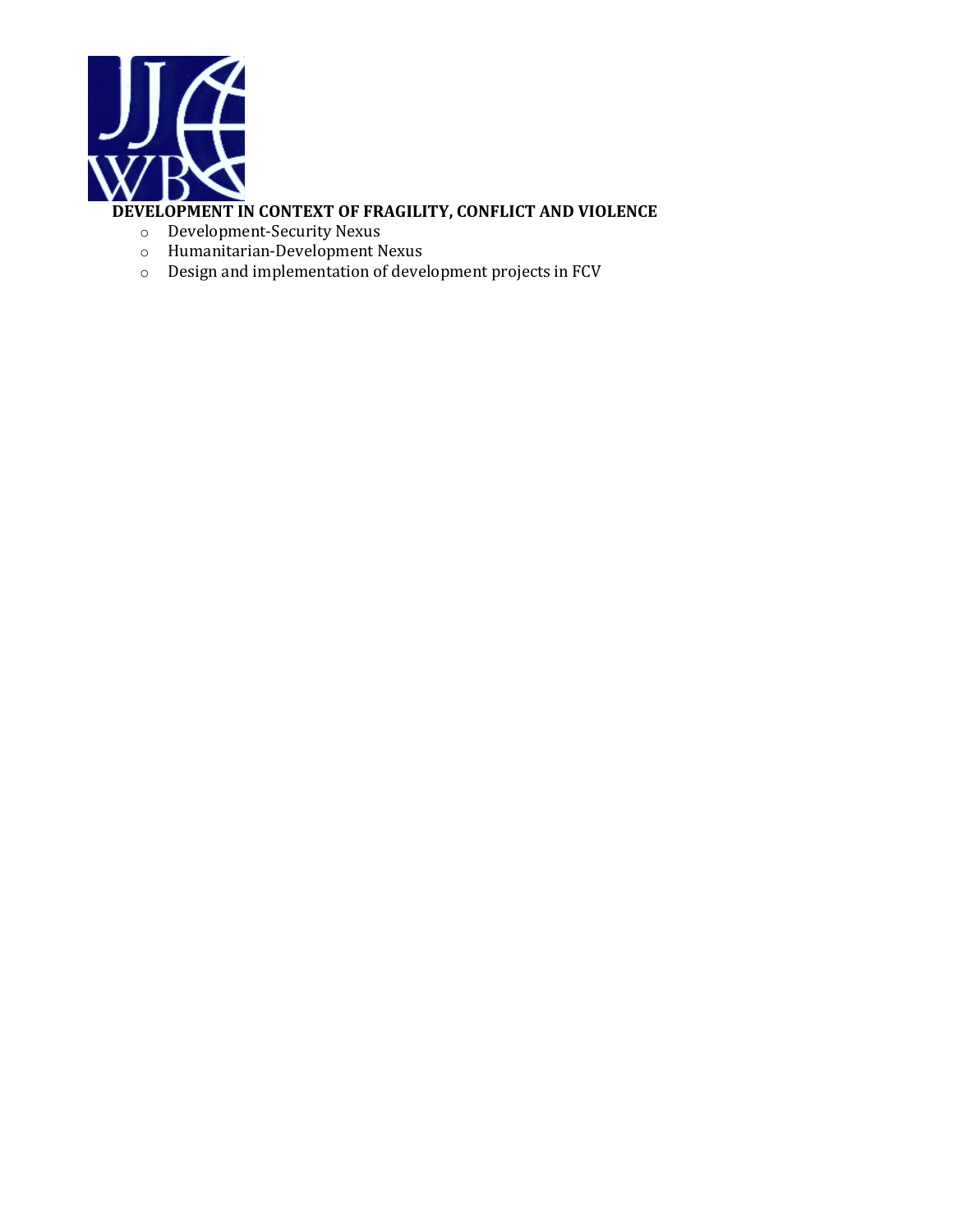**DEVELOPMENT IN CONTEXT OF FRAGILITY, CONFLICT AND VIOLENCE**

- Development-Security Nexus
- Humanitarian-Development Nexus
- Design and implementation of development projects in FCV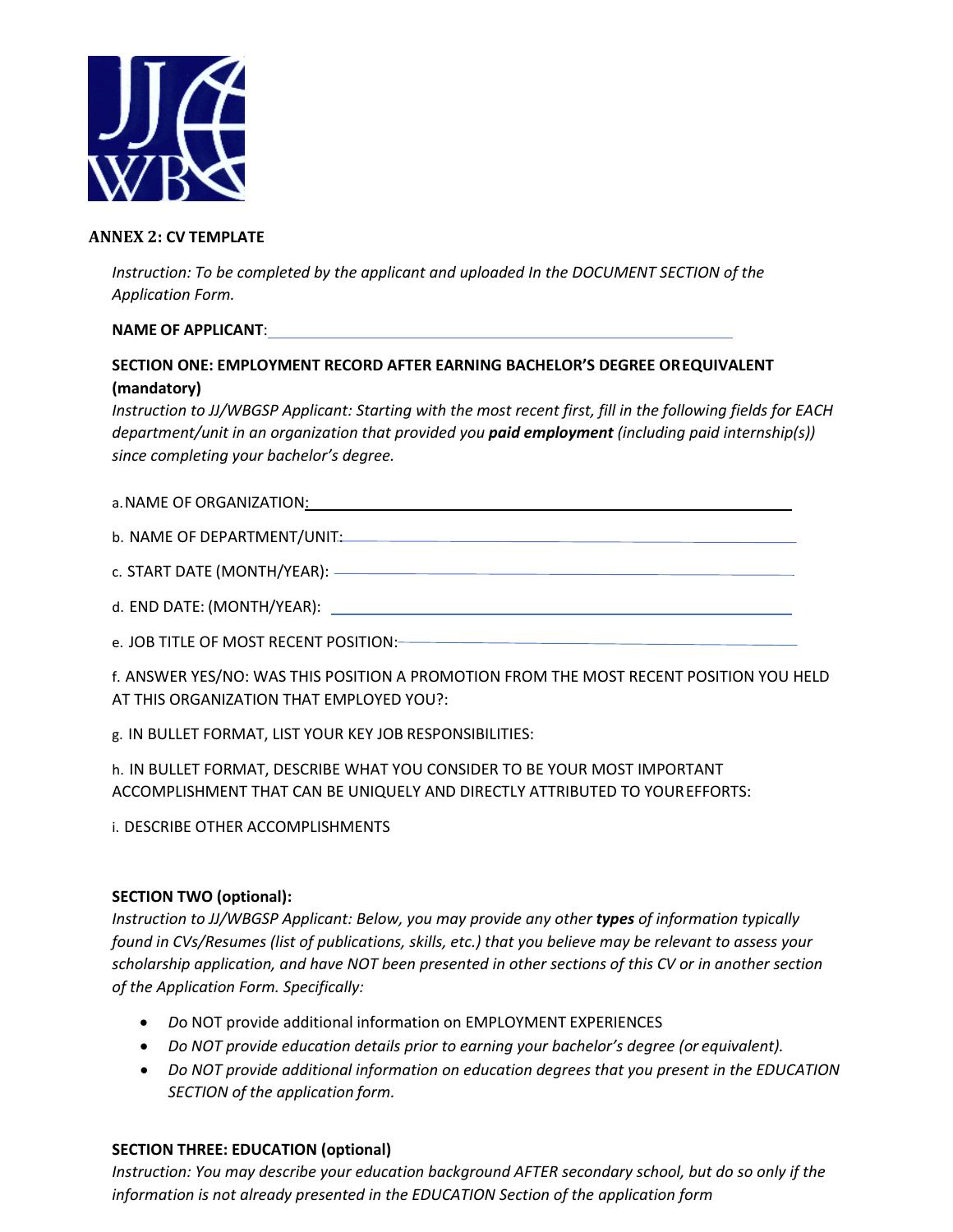## ANNEX 2: CV TEMPLATE

*Instruction: To be completed by the applicant and uploaded In the DOCUMENT SECTION of the Application Form.*

**NAME OF APPLICANT**: \_\_\_\_\_\_\_\_\_\_\_\_\_\_\_\_\_\_\_\_\_\_\_\_\_\_\_\_\_\_\_\_\_\_\_\_\_\_\_\_

**SECTION ONE: EMPLOYMENT RECORD AFTER EARNING BACHELOR'S DEGREE OREQUIVALENT (mandatory)**

*Instruction to JJ/WBGSP Applicant: Starting with the most recent first, fill in the following fields for EACH department/unit in an organization that provided you* ***paid employment*** *(including paid internship(s)) since completing your bachelor's degree.*

a. NAME OF ORGANIZATION: \_\_\_\_\_\_\_\_\_\_\_\_\_\_\_\_\_\_\_\_\_\_\_\_\_\_\_\_\_\_\_\_\_\_\_\_\_\_\_\_

b. NAME OF DEPARTMENT/UNIT: \_\_\_\_\_\_\_\_\_\_\_\_\_\_\_\_\_\_\_\_\_\_\_\_\_\_\_\_\_\_\_\_\_\_\_\_\_\_\_\_

c. START DATE (MONTH/YEAR): \_\_\_\_\_\_\_\_\_\_\_\_\_\_\_\_\_\_\_\_\_\_\_\_\_\_\_\_\_\_\_\_\_\_\_\_\_\_\_\_

d. END DATE: (MONTH/YEAR): \_\_\_\_\_\_\_\_\_\_\_\_\_\_\_\_\_\_\_\_\_\_\_\_\_\_\_\_\_\_\_\_\_\_\_\_\_\_\_\_

e. JOB TITLE OF MOST RECENT POSITION: \_\_\_\_\_\_\_\_\_\_\_\_\_\_\_\_\_\_\_\_\_\_\_\_\_\_\_\_\_\_\_\_\_\_\_\_\_\_\_\_

f. ANSWER YES/NO: WAS THIS POSITION A PROMOTION FROM THE MOST RECENT POSITION YOU HELD AT THIS ORGANIZATION THAT EMPLOYED YOU?:

g. IN BULLET FORMAT, LIST YOUR KEY JOB RESPONSIBILITIES:

h. IN BULLET FORMAT, DESCRIBE WHAT YOU CONSIDER TO BE YOUR MOST IMPORTANT ACCOMPLISHMENT THAT CAN BE UNIQUELY AND DIRECTLY ATTRIBUTED TO YOUREFFORTS:

i. DESCRIBE OTHER ACCOMPLISHMENTS

**SECTION TWO (optional):**

*Instruction to JJ/WBGSP Applicant: Below, you may provide any other* ***types*** *of information typically found in CVs/Resumes (list of publications, skills, etc.) that you believe may be relevant to assess your scholarship application, and have NOT been presented in other sections of this CV or in another section of the Application Form. Specifically:*

- *Do* NOT provide additional information on EMPLOYMENT EXPERIENCES
- *Do NOT provide education details prior to earning your bachelor's degree (or equivalent).*
- *Do NOT provide additional information on education degrees that you present in the EDUCATION SECTION of the application form.*

**SECTION THREE: EDUCATION (optional)**

*Instruction: You may describe your education background AFTER secondary school, but do so only if the information is not already presented in the EDUCATION Section of the application form*